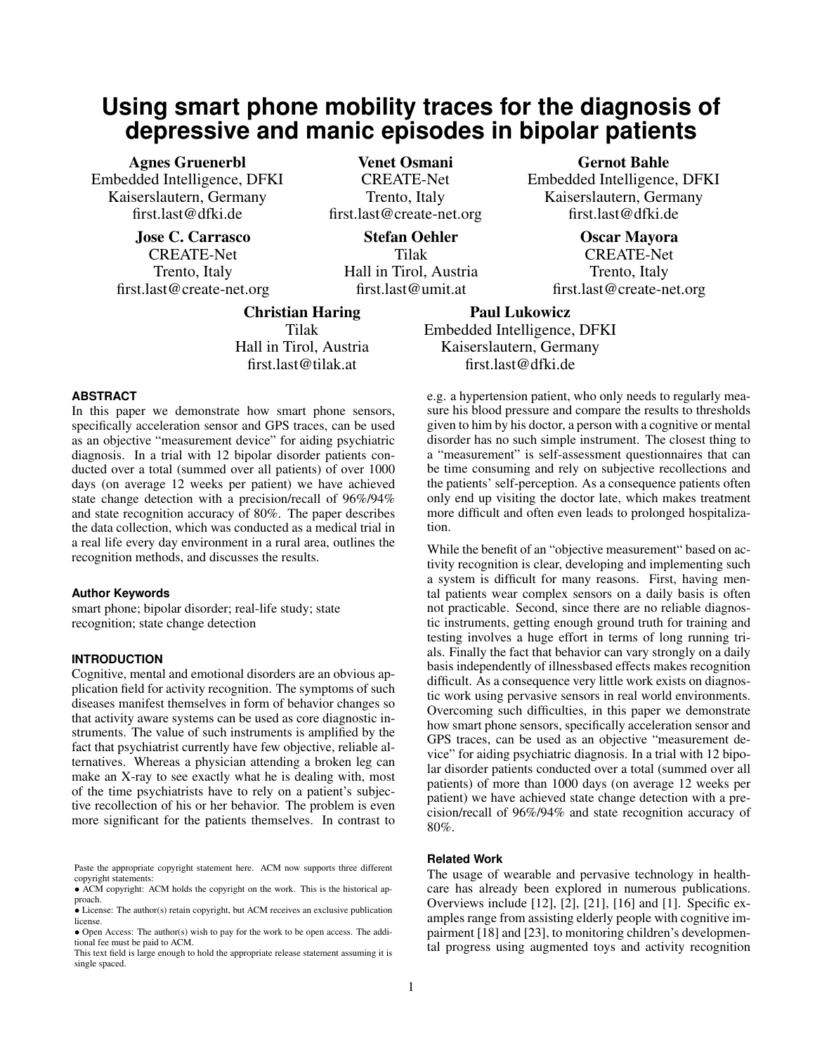# Using smart phone mobility traces for the diagnosis of depressive and manic episodes in bipolar patients

**Agnes Gruenerbl**
Embedded Intelligence, DFKI
Kaiserslautern, Germany
first.last@dfki.de

**Venet Osmani**
CREATE-Net
Trento, Italy
first.last@create-net.org

**Gernot Bahle**
Embedded Intelligence, DFKI
Kaiserslautern, Germany
first.last@dfki.de

**Jose C. Carrasco**
CREATE-Net
Trento, Italy
first.last@create-net.org

**Stefan Oehler**
Tilak
Hall in Tirol, Austria
first.last@umit.at

**Oscar Mayora**
CREATE-Net
Trento, Italy
first.last@create-net.org

**Christian Haring**
Tilak
Hall in Tirol, Austria
first.last@tilak.at

**Paul Lukowicz**
Embedded Intelligence, DFKI
Kaiserslautern, Germany
first.last@dfki.de

## ABSTRACT

In this paper we demonstrate how smart phone sensors, specifically acceleration sensor and GPS traces, can be used as an objective "measurement device" for aiding psychiatric diagnosis. In a trial with 12 bipolar disorder patients conducted over a total (summed over all patients) of over 1000 days (on average 12 weeks per patient) we have achieved state change detection with a precision/recall of 96%/94% and state recognition accuracy of 80%. The paper describes the data collection, which was conducted as a medical trial in a real life every day environment in a rural area, outlines the recognition methods, and discusses the results.

### Author Keywords

smart phone; bipolar disorder; real-life study; state recognition; state change detection

## INTRODUCTION

Cognitive, mental and emotional disorders are an obvious application field for activity recognition. The symptoms of such diseases manifest themselves in form of behavior changes so that activity aware systems can be used as core diagnostic instruments. The value of such instruments is amplified by the fact that psychiatrist currently have few objective, reliable alternatives. Whereas a physician attending a broken leg can make an X-ray to see exactly what he is dealing with, most of the time psychiatrists have to rely on a patient's subjective recollection of his or her behavior. The problem is even more significant for the patients themselves. In contrast to e.g. a hypertension patient, who only needs to regularly measure his blood pressure and compare the results to thresholds given to him by his doctor, a person with a cognitive or mental disorder has no such simple instrument. The closest thing to a "measurement" is self-assessment questionnaires that can be time consuming and rely on subjective recollections and the patients' self-perception. As a consequence patients often only end up visiting the doctor late, which makes treatment more difficult and often even leads to prolonged hospitalization.

While the benefit of an "objective measurement" based on activity recognition is clear, developing and implementing such a system is difficult for many reasons. First, having mental patients wear complex sensors on a daily basis is often not practicable. Second, since there are no reliable diagnostic instruments, getting enough ground truth for training and testing involves a huge effort in terms of long running trials. Finally the fact that behavior can vary strongly on a daily basis independently of illnessbased effects makes recognition difficult. As a consequence very little work exists on diagnostic work using pervasive sensors in real world environments. Overcoming such difficulties, in this paper we demonstrate how smart phone sensors, specifically acceleration sensor and GPS traces, can be used as an objective "measurement device" for aiding psychiatric diagnosis. In a trial with 12 bipolar disorder patients conducted over a total (summed over all patients) of more than 1000 days (on average 12 weeks per patient) we have achieved state change detection with a precision/recall of 96%/94% and state recognition accuracy of 80%.

Paste the appropriate copyright statement here. ACM now supports three different copyright statements:
• ACM copyright: ACM holds the copyright on the work. This is the historical approach.
• License: The author(s) retain copyright, but ACM receives an exclusive publication license.
• Open Access: The author(s) wish to pay for the work to be open access. The additional fee must be paid to ACM.
This text field is large enough to hold the appropriate release statement assuming it is single spaced.

### Related Work

The usage of wearable and pervasive technology in healthcare has already been explored in numerous publications. Overviews include [12], [2], [21], [16] and [1]. Specific examples range from assisting elderly people with cognitive impairment [18] and [23], to monitoring children's developmental progress using augmented toys and activity recognition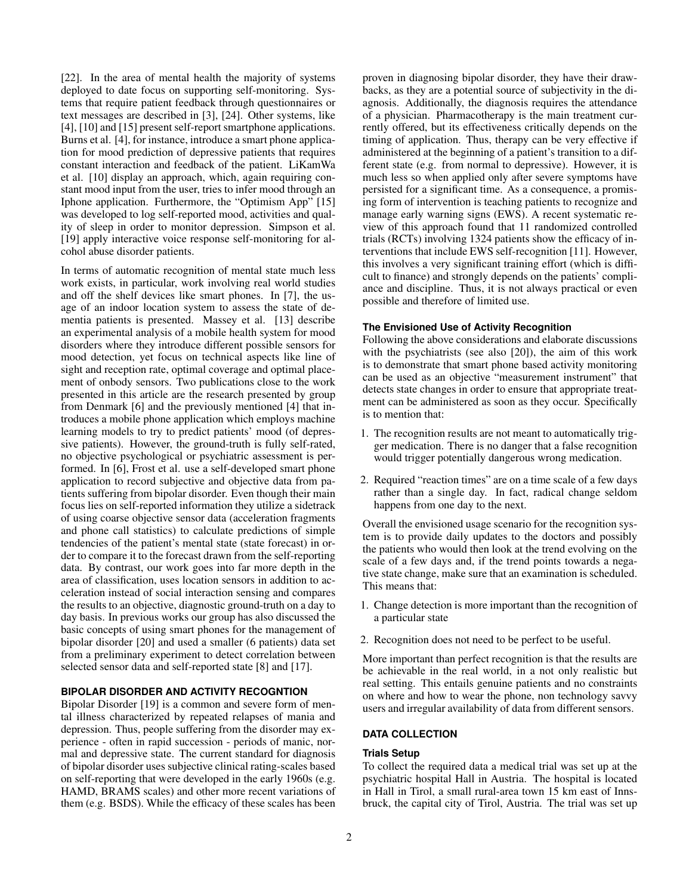[22]. In the area of mental health the majority of systems deployed to date focus on supporting self-monitoring. Systems that require patient feedback through questionnaires or text messages are described in [3], [24]. Other systems, like [4], [10] and [15] present self-report smartphone applications. Burns et al. [4], for instance, introduce a smart phone application for mood prediction of depressive patients that requires constant interaction and feedback of the patient. LiKamWa et al. [10] display an approach, which, again requiring constant mood input from the user, tries to infer mood through an Iphone application. Furthermore, the "Optimism App" [15] was developed to log self-reported mood, activities and quality of sleep in order to monitor depression. Simpson et al. [19] apply interactive voice response self-monitoring for alcohol abuse disorder patients.

In terms of automatic recognition of mental state much less work exists, in particular, work involving real world studies and off the shelf devices like smart phones. In [7], the usage of an indoor location system to assess the state of dementia patients is presented. Massey et al. [13] describe an experimental analysis of a mobile health system for mood disorders where they introduce different possible sensors for mood detection, yet focus on technical aspects like line of sight and reception rate, optimal coverage and optimal placement of onbody sensors. Two publications close to the work presented in this article are the research presented by group from Denmark [6] and the previously mentioned [4] that introduces a mobile phone application which employs machine learning models to try to predict patients' mood (of depressive patients). However, the ground-truth is fully self-rated, no objective psychological or psychiatric assessment is performed. In [6], Frost et al. use a self-developed smart phone application to record subjective and objective data from patients suffering from bipolar disorder. Even though their main focus lies on self-reported information they utilize a sidetrack of using coarse objective sensor data (acceleration fragments and phone call statistics) to calculate predictions of simple tendencies of the patient's mental state (state forecast) in order to compare it to the forecast drawn from the self-reporting data. By contrast, our work goes into far more depth in the area of classification, uses location sensors in addition to acceleration instead of social interaction sensing and compares the results to an objective, diagnostic ground-truth on a day to day basis. In previous works our group has also discussed the basic concepts of using smart phones for the management of bipolar disorder [20] and used a smaller (6 patients) data set from a preliminary experiment to detect correlation between selected sensor data and self-reported state [8] and [17].

## BIPOLAR DISORDER AND ACTIVITY RECOGNTION

Bipolar Disorder [19] is a common and severe form of mental illness characterized by repeated relapses of mania and depression. Thus, people suffering from the disorder may experience - often in rapid succession - periods of manic, normal and depressive state. The current standard for diagnosis of bipolar disorder uses subjective clinical rating-scales based on self-reporting that were developed in the early 1960s (e.g. HAMD, BRAMS scales) and other more recent variations of them (e.g. BSDS). While the efficacy of these scales has been proven in diagnosing bipolar disorder, they have their drawbacks, as they are a potential source of subjectivity in the diagnosis. Additionally, the diagnosis requires the attendance of a physician. Pharmacotherapy is the main treatment currently offered, but its effectiveness critically depends on the timing of application. Thus, therapy can be very effective if administered at the beginning of a patient's transition to a different state (e.g. from normal to depressive). However, it is much less so when applied only after severe symptoms have persisted for a significant time. As a consequence, a promising form of intervention is teaching patients to recognize and manage early warning signs (EWS). A recent systematic review of this approach found that 11 randomized controlled trials (RCTs) involving 1324 patients show the efficacy of interventions that include EWS self-recognition [11]. However, this involves a very significant training effort (which is difficult to finance) and strongly depends on the patients' compliance and discipline. Thus, it is not always practical or even possible and therefore of limited use.

### The Envisioned Use of Activity Recognition

Following the above considerations and elaborate discussions with the psychiatrists (see also [20]), the aim of this work is to demonstrate that smart phone based activity monitoring can be used as an objective "measurement instrument" that detects state changes in order to ensure that appropriate treatment can be administered as soon as they occur. Specifically is to mention that:

1. The recognition results are not meant to automatically trigger medication. There is no danger that a false recognition would trigger potentially dangerous wrong medication.
2. Required "reaction times" are on a time scale of a few days rather than a single day. In fact, radical change seldom happens from one day to the next.

Overall the envisioned usage scenario for the recognition system is to provide daily updates to the doctors and possibly the patients who would then look at the trend evolving on the scale of a few days and, if the trend points towards a negative state change, make sure that an examination is scheduled. This means that:

1. Change detection is more important than the recognition of a particular state
2. Recognition does not need to be perfect to be useful.

More important than perfect recognition is that the results are be achievable in the real world, in a not only realistic but real setting. This entails genuine patients and no constraints on where and how to wear the phone, non technology savvy users and irregular availability of data from different sensors.

## DATA COLLECTION

### Trials Setup

To collect the required data a medical trial was set up at the psychiatric hospital Hall in Austria. The hospital is located in Hall in Tirol, a small rural-area town 15 km east of Innsbruck, the capital city of Tirol, Austria. The trial was set up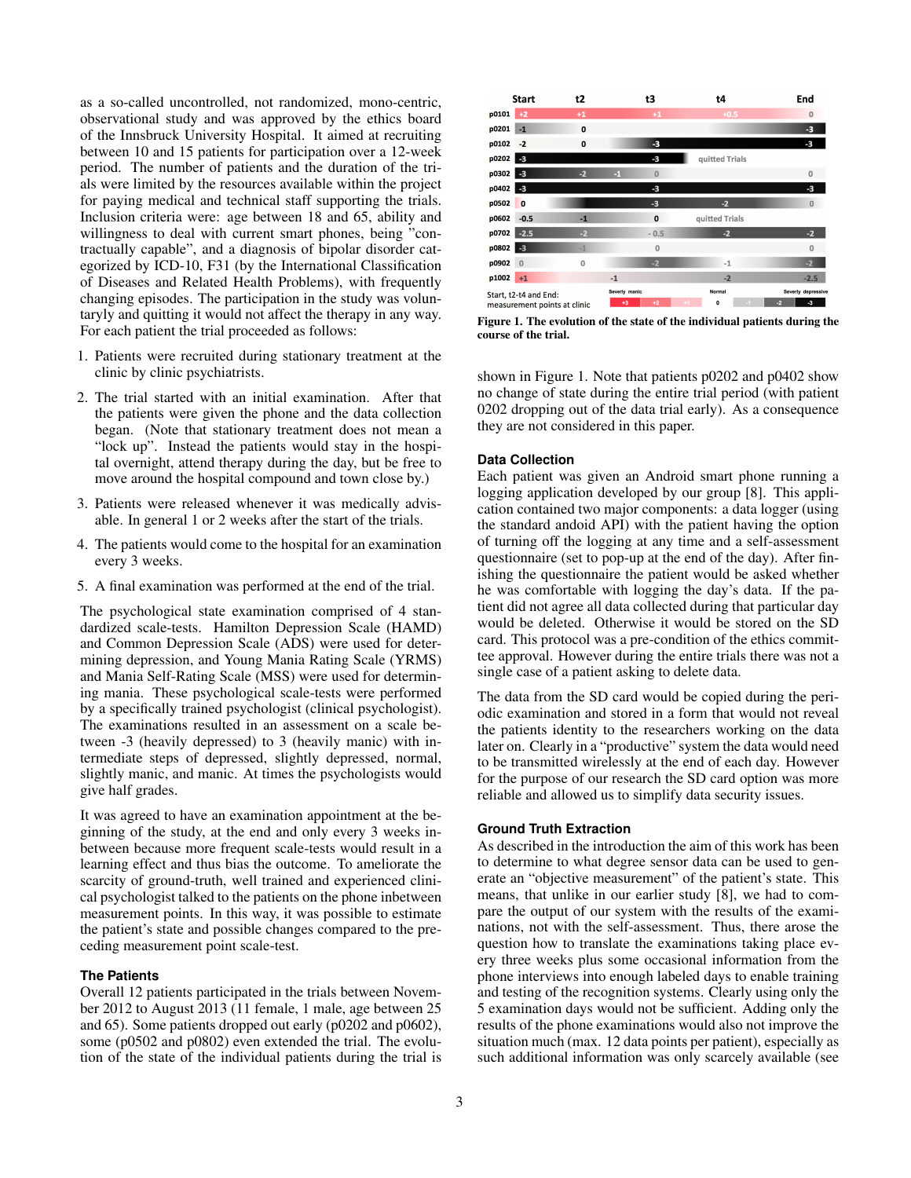as a so-called uncontrolled, not randomized, mono-centric, observational study and was approved by the ethics board of the Innsbruck University Hospital. It aimed at recruiting between 10 and 15 patients for participation over a 12-week period. The number of patients and the duration of the trials were limited by the resources available within the project for paying medical and technical staff supporting the trials. Inclusion criteria were: age between 18 and 65, ability and willingness to deal with current smart phones, being "contractually capable", and a diagnosis of bipolar disorder categorized by ICD-10, F31 (by the International Classification of Diseases and Related Health Problems), with frequently changing episodes. The participation in the study was voluntaryly and quitting it would not affect the therapy in any way. For each patient the trial proceeded as follows:

1. Patients were recruited during stationary treatment at the clinic by clinic psychiatrists.
2. The trial started with an initial examination. After that the patients were given the phone and the data collection began. (Note that stationary treatment does not mean a "lock up". Instead the patients would stay in the hospital overnight, attend therapy during the day, but be free to move around the hospital compound and town close by.)
3. Patients were released whenever it was medically advisable. In general 1 or 2 weeks after the start of the trials.
4. The patients would come to the hospital for an examination every 3 weeks.
5. A final examination was performed at the end of the trial.

The psychological state examination comprised of 4 standardized scale-tests. Hamilton Depression Scale (HAMD) and Common Depression Scale (ADS) were used for determining depression, and Young Mania Rating Scale (YRMS) and Mania Self-Rating Scale (MSS) were used for determining mania. These psychological scale-tests were performed by a specifically trained psychologist (clinical psychologist). The examinations resulted in an assessment on a scale between -3 (heavily depressed) to 3 (heavily manic) with intermediate steps of depressed, slightly depressed, normal, slightly manic, and manic. At times the psychologists would give half grades.

It was agreed to have an examination appointment at the beginning of the study, at the end and only every 3 weeks inbetween because more frequent scale-tests would result in a learning effect and thus bias the outcome. To ameliorate the scarcity of ground-truth, well trained and experienced clinical psychologist talked to the patients on the phone inbetween measurement points. In this way, it was possible to estimate the patient's state and possible changes compared to the preceding measurement point scale-test.

### The Patients

Overall 12 patients participated in the trials between November 2012 to August 2013 (11 female, 1 male, age between 25 and 65). Some patients dropped out early (p0202 and p0602), some (p0502 and p0802) even extended the trial. The evolution of the state of the individual patients during the trial is shown in Figure 1. Note that patients p0202 and p0402 show no change of state during the entire trial period (with patient 0202 dropping out of the data trial early). As a consequence they are not considered in this paper.

| | Start | t2 | t3 | t4 | End |
|---|---|---|---|---|---|
| p0101 | +2 | +1 | +1 | +0.5 | 0 |
| p0201 | -1 | 0 | | | -3 |
| p0102 | -2 | 0 | -3 | | -3 |
| p0202 | -3 | | -3 | quitted Trials | |
| p0302 | -3 | -2 | -1, 0 | | 0 |
| p0402 | -3 | | -3 | | -3 |
| p0502 | 0 | | -3 | -2 | 0 |
| p0602 | -0.5 | -1 | 0 | quitted Trials | |
| p0702 | -2.5 | -2 | -0.5 | -2 | -2 |
| p0802 | -3 | -1 | 0 | | 0 |
| p0902 | 0 | 0 | -2 | -1 | -2 |
| p1002 | +1 | -1 | | -2 | -2.5 |

Start, t2-t4 and End: measurement points at clinic. Severly manic: +3, +2, +1; Normal: 0; Severly depressive: -1, -2, -3

**Figure 1. The evolution of the state of the individual patients during the course of the trial.**

### Data Collection

Each patient was given an Android smart phone running a logging application developed by our group [8]. This application contained two major components: a data logger (using the standard andoid API) with the patient having the option of turning off the logging at any time and a self-assessment questionnaire (set to pop-up at the end of the day). After finishing the questionnaire the patient would be asked whether he was comfortable with logging the day's data. If the patient did not agree all data collected during that particular day would be deleted. Otherwise it would be stored on the SD card. This protocol was a pre-condition of the ethics committee approval. However during the entire trials there was not a single case of a patient asking to delete data.

The data from the SD card would be copied during the periodic examination and stored in a form that would not reveal the patients identity to the researchers working on the data later on. Clearly in a "productive" system the data would need to be transmitted wirelessly at the end of each day. However for the purpose of our research the SD card option was more reliable and allowed us to simplify data security issues.

### Ground Truth Extraction

As described in the introduction the aim of this work has been to determine to what degree sensor data can be used to generate an "objective measurement" of the patient's state. This means, that unlike in our earlier study [8], we had to compare the output of our system with the results of the examinations, not with the self-assessment. Thus, there arose the question how to translate the examinations taking place every three weeks plus some occasional information from the phone interviews into enough labeled days to enable training and testing of the recognition systems. Clearly using only the 5 examination days would not be sufficient. Adding only the results of the phone examinations would also not improve the situation much (max. 12 data points per patient), especially as such additional information was only scarcely available (see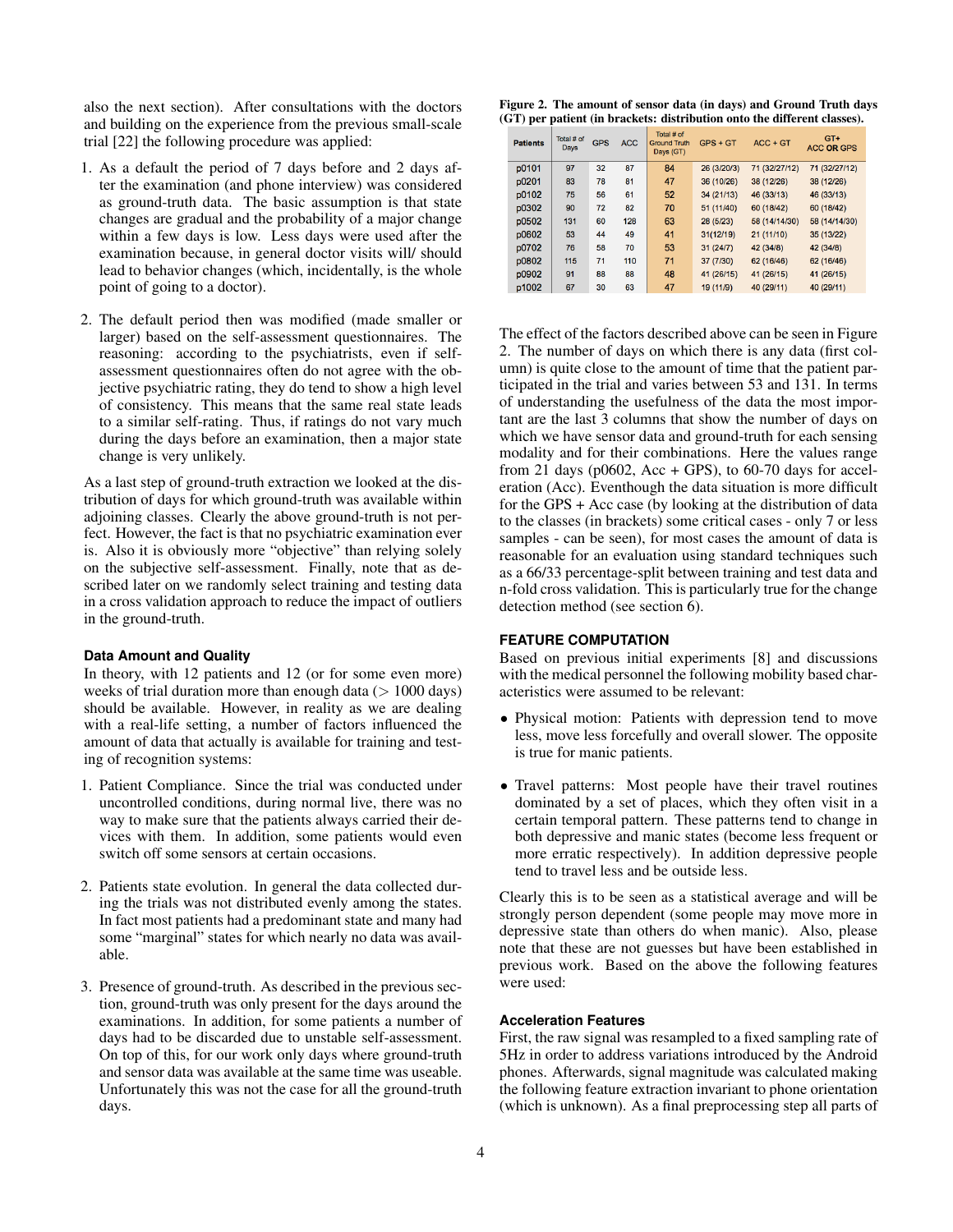also the next section). After consultations with the doctors and building on the experience from the previous small-scale trial [22] the following procedure was applied:

1. As a default the period of 7 days before and 2 days after the examination (and phone interview) was considered as ground-truth data. The basic assumption is that state changes are gradual and the probability of a major change within a few days is low. Less days were used after the examination because, in general doctor visits will/ should lead to behavior changes (which, incidentally, is the whole point of going to a doctor).

2. The default period then was modified (made smaller or larger) based on the self-assessment questionnaires. The reasoning: according to the psychiatrists, even if self-assessment questionnaires often do not agree with the objective psychiatric rating, they do tend to show a high level of consistency. This means that the same real state leads to a similar self-rating. Thus, if ratings do not vary much during the days before an examination, then a major state change is very unlikely.

As a last step of ground-truth extraction we looked at the distribution of days for which ground-truth was available within adjoining classes. Clearly the above ground-truth is not perfect. However, the fact is that no psychiatric examination ever is. Also it is obviously more "objective" than relying solely on the subjective self-assessment. Finally, note that as described later on we randomly select training and testing data in a cross validation approach to reduce the impact of outliers in the ground-truth.

#### Data Amount and Quality

In theory, with 12 patients and 12 (or for some even more) weeks of trial duration more than enough data ($>$ 1000 days) should be available. However, in reality as we are dealing with a real-life setting, a number of factors influenced the amount of data that actually is available for training and testing of recognition systems:

1. Patient Compliance. Since the trial was conducted under uncontrolled conditions, during normal live, there was no way to make sure that the patients always carried their devices with them. In addition, some patients would even switch off some sensors at certain occasions.

2. Patients state evolution. In general the data collected during the trials was not distributed evenly among the states. In fact most patients had a predominant state and many had some "marginal" states for which nearly no data was available.

3. Presence of ground-truth. As described in the previous section, ground-truth was only present for the days around the examinations. In addition, for some patients a number of days had to be discarded due to unstable self-assessment. On top of this, for our work only days where ground-truth and sensor data was available at the same time was useable. Unfortunately this was not the case for all the ground-truth days.

**Figure 2. The amount of sensor data (in days) and Ground Truth days (GT) per patient (in brackets: distribution onto the different classes).**

| Patients | Total # of Days | GPS | ACC | Total # of Ground Truth Days (GT) | GPS + GT | ACC + GT | GT+ ACC **OR** GPS |
|---|---|---|---|---|---|---|---|
| p0101 | 97 | 32 | 87 | 84 | 26 (3/20/3) | 71 (32/27/12) | 71 (32/27/12) |
| p0201 | 83 | 78 | 81 | 47 | 36 (10/26) | 38 (12/26) | 38 (12/26) |
| p0102 | 75 | 56 | 61 | 52 | 34 (21/13) | 46 (33/13) | 46 (33/13) |
| p0302 | 90 | 72 | 82 | 70 | 51 (11/40) | 60 (18/42) | 60 (18/42) |
| p0502 | 131 | 60 | 128 | 63 | 28 (5/23) | 58 (14/14/30) | 58 (14/14/30) |
| p0602 | 53 | 44 | 49 | 41 | 31(12/19) | 21 (11/10) | 35 (13/22) |
| p0702 | 76 | 58 | 70 | 53 | 31 (24/7) | 42 (34/8) | 42 (34/8) |
| p0802 | 115 | 71 | 110 | 71 | 37 (7/30) | 62 (16/46) | 62 (16/46) |
| p0902 | 91 | 88 | 88 | 48 | 41 (26/15) | 41 (26/15) | 41 (26/15) |
| p1002 | 67 | 30 | 63 | 47 | 19 (11/9) | 40 (29/11) | 40 (29/11) |

The effect of the factors described above can be seen in Figure 2. The number of days on which there is any data (first column) is quite close to the amount of time that the patient participated in the trial and varies between 53 and 131. In terms of understanding the usefulness of the data the most important are the last 3 columns that show the number of days on which we have sensor data and ground-truth for each sensing modality and for their combinations. Here the values range from 21 days (p0602, Acc + GPS), to 60-70 days for acceleration (Acc). Eventhough the data situation is more difficult for the GPS + Acc case (by looking at the distribution of data to the classes (in brackets) some critical cases - only 7 or less samples - can be seen), for most cases the amount of data is reasonable for an evaluation using standard techniques such as a 66/33 percentage-split between training and test data and n-fold cross validation. This is particularly true for the change detection method (see section 6).

### FEATURE COMPUTATION

Based on previous initial experiments [8] and discussions with the medical personnel the following mobility based characteristics were assumed to be relevant:

- Physical motion: Patients with depression tend to move less, move less forcefully and overall slower. The opposite is true for manic patients.

- Travel patterns: Most people have their travel routines dominated by a set of places, which they often visit in a certain temporal pattern. These patterns tend to change in both depressive and manic states (become less frequent or more erratic respectively). In addition depressive people tend to travel less and be outside less.

Clearly this is to be seen as a statistical average and will be strongly person dependent (some people may move more in depressive state than others do when manic). Also, please note that these are not guesses but have been established in previous work. Based on the above the following features were used:

#### Acceleration Features

First, the raw signal was resampled to a fixed sampling rate of 5Hz in order to address variations introduced by the Android phones. Afterwards, signal magnitude was calculated making the following feature extraction invariant to phone orientation (which is unknown). As a final preprocessing step all parts of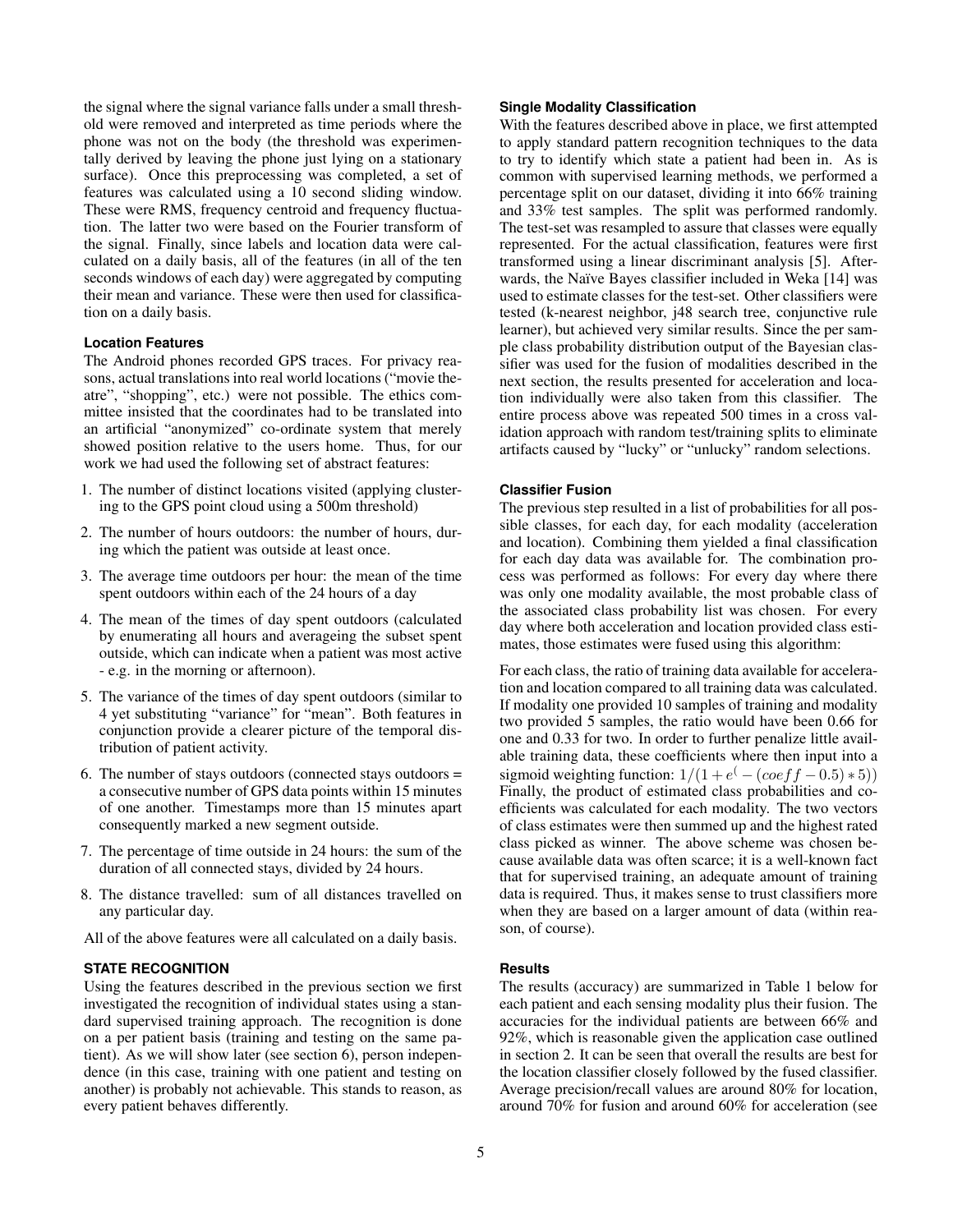the signal where the signal variance falls under a small threshold were removed and interpreted as time periods where the phone was not on the body (the threshold was experimentally derived by leaving the phone just lying on a stationary surface). Once this preprocessing was completed, a set of features was calculated using a 10 second sliding window. These were RMS, frequency centroid and frequency fluctuation. The latter two were based on the Fourier transform of the signal. Finally, since labels and location data were calculated on a daily basis, all of the features (in all of the ten seconds windows of each day) were aggregated by computing their mean and variance. These were then used for classification on a daily basis.

### Location Features

The Android phones recorded GPS traces. For privacy reasons, actual translations into real world locations ("movie theatre", "shopping", etc.) were not possible. The ethics committee insisted that the coordinates had to be translated into an artificial "anonymized" co-ordinate system that merely showed position relative to the users home. Thus, for our work we had used the following set of abstract features:

1. The number of distinct locations visited (applying clustering to the GPS point cloud using a 500m threshold)
2. The number of hours outdoors: the number of hours, during which the patient was outside at least once.
3. The average time outdoors per hour: the mean of the time spent outdoors within each of the 24 hours of a day
4. The mean of the times of day spent outdoors (calculated by enumerating all hours and averageing the subset spent outside, which can indicate when a patient was most active - e.g. in the morning or afternoon).
5. The variance of the times of day spent outdoors (similar to 4 yet substituting "variance" for "mean". Both features in conjunction provide a clearer picture of the temporal distribution of patient activity.
6. The number of stays outdoors (connected stays outdoors = a consecutive number of GPS data points within 15 minutes of one another. Timestamps more than 15 minutes apart consequently marked a new segment outside.
7. The percentage of time outside in 24 hours: the sum of the duration of all connected stays, divided by 24 hours.
8. The distance travelled: sum of all distances travelled on any particular day.

All of the above features were all calculated on a daily basis.

## STATE RECOGNITION

Using the features described in the previous section we first investigated the recognition of individual states using a standard supervised training approach. The recognition is done on a per patient basis (training and testing on the same patient). As we will show later (see section 6), person independence (in this case, training with one patient and testing on another) is probably not achievable. This stands to reason, as every patient behaves differently.

### Single Modality Classification

With the features described above in place, we first attempted to apply standard pattern recognition techniques to the data to try to identify which state a patient had been in. As is common with supervised learning methods, we performed a percentage split on our dataset, dividing it into 66% training and 33% test samples. The split was performed randomly. The test-set was resampled to assure that classes were equally represented. For the actual classification, features were first transformed using a linear discriminant analysis [5]. Afterwards, the Naïve Bayes classifier included in Weka [14] was used to estimate classes for the test-set. Other classifiers were tested (k-nearest neighbor, j48 search tree, conjunctive rule learner), but achieved very similar results. Since the per sample class probability distribution output of the Bayesian classifier was used for the fusion of modalities described in the next section, the results presented for acceleration and location individually were also taken from this classifier. The entire process above was repeated 500 times in a cross validation approach with random test/training splits to eliminate artifacts caused by "lucky" or "unlucky" random selections.

### Classifier Fusion

The previous step resulted in a list of probabilities for all possible classes, for each day, for each modality (acceleration and location). Combining them yielded a final classification for each day data was available for. The combination process was performed as follows: For every day where there was only one modality available, the most probable class of the associated class probability list was chosen. For every day where both acceleration and location provided class estimates, those estimates were fused using this algorithm:

For each class, the ratio of training data available for acceleration and location compared to all training data was calculated. If modality one provided 10 samples of training and modality two provided 5 samples, the ratio would have been 0.66 for one and 0.33 for two. In order to further penalize little available training data, these coefficients where then input into a sigmoid weighting function: $1/(1+e^(-(coeff-0.5)*5))$ Finally, the product of estimated class probabilities and coefficients was calculated for each modality. The two vectors of class estimates were then summed up and the highest rated class picked as winner. The above scheme was chosen because available data was often scarce; it is a well-known fact that for supervised training, an adequate amount of training data is required. Thus, it makes sense to trust classifiers more when they are based on a larger amount of data (within reason, of course).

### Results

The results (accuracy) are summarized in Table 1 below for each patient and each sensing modality plus their fusion. The accuracies for the individual patients are between 66% and 92%, which is reasonable given the application case outlined in section 2. It can be seen that overall the results are best for the location classifier closely followed by the fused classifier. Average precision/recall values are around 80% for location, around 70% for fusion and around 60% for acceleration (see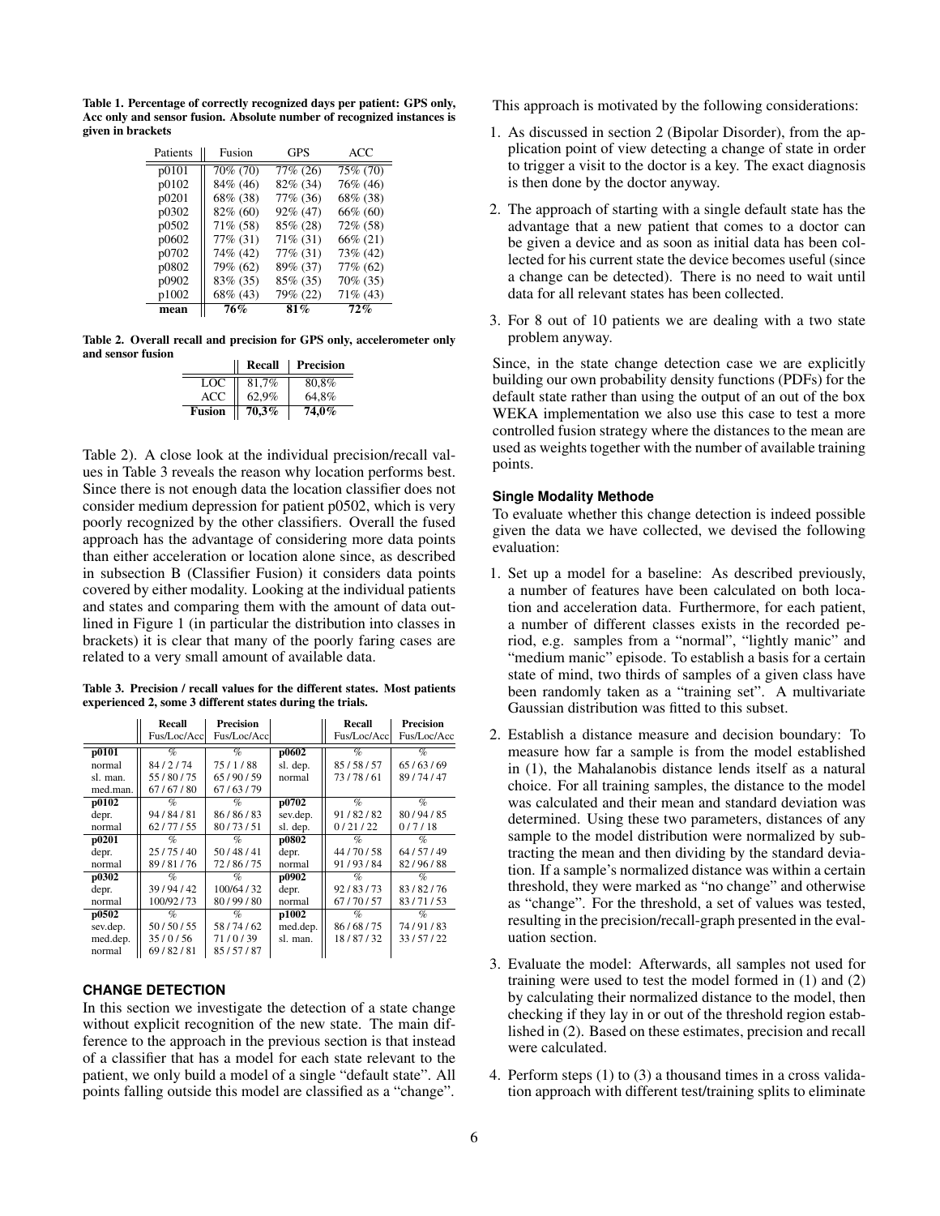**Table 1. Percentage of correctly recognized days per patient: GPS only, Acc only and sensor fusion. Absolute number of recognized instances is given in brackets**

| Patients | Fusion | GPS | ACC |
|---|---|---|---|
| p0101 | 70% (70) | 77% (26) | 75% (70) |
| p0102 | 84% (46) | 82% (34) | 76% (46) |
| p0201 | 68% (38) | 77% (36) | 68% (38) |
| p0302 | 82% (60) | 92% (47) | 66% (60) |
| p0502 | 71% (58) | 85% (28) | 72% (58) |
| p0602 | 77% (31) | 71% (31) | 66% (21) |
| p0702 | 74% (42) | 77% (31) | 73% (42) |
| p0802 | 79% (62) | 89% (37) | 77% (62) |
| p0902 | 83% (35) | 85% (35) | 70% (35) |
| p1002 | 68% (43) | 79% (22) | 71% (43) |
| **mean** | **76%** | **81%** | **72%** |

**Table 2. Overall recall and precision for GPS only, accelerometer only and sensor fusion**

| | **Recall** | **Precision** |
|---|---|---|
| LOC | 81,7% | 80,8% |
| ACC | 62,9% | 64,8% |
| **Fusion** | **70,3%** | **74,0%** |

Table 2). A close look at the individual precision/recall values in Table 3 reveals the reason why location performs best. Since there is not enough data the location classifier does not consider medium depression for patient p0502, which is very poorly recognized by the other classifiers. Overall the fused approach has the advantage of considering more data points than either acceleration or location alone since, as described in subsection B (Classifier Fusion) it considers data points covered by either modality. Looking at the individual patients and states and comparing them with the amount of data outlined in Figure 1 (in particular the distribution into classes in brackets) it is clear that many of the poorly faring cases are related to a very small amount of available data.

**Table 3. Precision / recall values for the different states. Most patients experienced 2, some 3 different states during the trials.**

| | **Recall** Fus/Loc/Acc | **Precision** Fus/Loc/Acc | | **Recall** Fus/Loc/Acc | **Precision** Fus/Loc/Acc |
|---|---|---|---|---|---|
| **p0101** | % | % | **p0602** | % | % |
| normal | 84 / 2 / 74 | 75 / 1 / 88 | sl. dep. | 85 / 58 / 57 | 65 / 63 / 69 |
| sl. man. | 55 / 80 / 75 | 65 / 90 / 59 | normal | 73 / 78 / 61 | 89 / 74 / 47 |
| med.man. | 67 / 67 / 80 | 67 / 63 / 79 | | | |
| **p0102** | % | % | **p0702** | % | % |
| depr. | 94 / 84 / 81 | 86 / 86 / 83 | sev.dep. | 91 / 82 / 82 | 80 / 94 / 85 |
| normal | 62 / 77 / 55 | 80 / 73 / 51 | sl. dep. | 0 / 21 / 22 | 0 / 7 / 18 |
| **p0201** | % | % | **p0802** | % | % |
| depr. | 25 / 75 / 40 | 50 / 48 / 41 | depr. | 44 / 70 / 58 | 64 / 57 / 49 |
| normal | 89 / 81 / 76 | 72 / 86 / 75 | normal | 91 / 93 / 84 | 82 / 96 / 88 |
| **p0302** | % | % | **p0902** | % | % |
| depr. | 39 / 94 / 42 | 100/64 / 32 | depr. | 92 / 83 / 73 | 83 / 82 / 76 |
| normal | 100/92 / 73 | 80 / 99 / 80 | normal | 67 / 70 / 57 | 83 / 71 / 53 |
| **p0502** | % | % | **p1002** | % | % |
| sev.dep. | 50 / 50 / 55 | 58 / 74 / 62 | med.dep. | 86 / 68 / 75 | 74 / 91 / 83 |
| med.dep. | 35 / 0 / 56 | 71 / 0 / 39 | sl. man. | 18 / 87 / 32 | 33 / 57 / 22 |
| normal | 69 / 82 / 81 | 85 / 57 / 87 | | | |

## CHANGE DETECTION

In this section we investigate the detection of a state change without explicit recognition of the new state. The main difference to the approach in the previous section is that instead of a classifier that has a model for each state relevant to the patient, we only build a model of a single "default state". All points falling outside this model are classified as a "change".

This approach is motivated by the following considerations:

1. As discussed in section 2 (Bipolar Disorder), from the application point of view detecting a change of state in order to trigger a visit to the doctor is a key. The exact diagnosis is then done by the doctor anyway.
2. The approach of starting with a single default state has the advantage that a new patient that comes to a doctor can be given a device and as soon as initial data has been collected for his current state the device becomes useful (since a change can be detected). There is no need to wait until data for all relevant states has been collected.
3. For 8 out of 10 patients we are dealing with a two state problem anyway.

Since, in the state change detection case we are explicitly building our own probability density functions (PDFs) for the default state rather than using the output of an out of the box WEKA implementation we also use this case to test a more controlled fusion strategy where the distances to the mean are used as weights together with the number of available training points.

### Single Modality Methode

To evaluate whether this change detection is indeed possible given the data we have collected, we devised the following evaluation:

1. Set up a model for a baseline: As described previously, a number of features have been calculated on both location and acceleration data. Furthermore, for each patient, a number of different classes exists in the recorded period, e.g. samples from a "normal", "lightly manic" and "medium manic" episode. To establish a basis for a certain state of mind, two thirds of samples of a given class have been randomly taken as a "training set". A multivariate Gaussian distribution was fitted to this subset.
2. Establish a distance measure and decision boundary: To measure how far a sample is from the model established in (1), the Mahalanobis distance lends itself as a natural choice. For all training samples, the distance to the model was calculated and their mean and standard deviation was determined. Using these two parameters, distances of any sample to the model distribution were normalized by subtracting the mean and then dividing by the standard deviation. If a sample's normalized distance was within a certain threshold, they were marked as "no change" and otherwise as "change". For the threshold, a set of values was tested, resulting in the precision/recall-graph presented in the evaluation section.
3. Evaluate the model: Afterwards, all samples not used for training were used to test the model formed in (1) and (2) by calculating their normalized distance to the model, then checking if they lay in or out of the threshold region established in (2). Based on these estimates, precision and recall were calculated.
4. Perform steps (1) to (3) a thousand times in a cross validation approach with different test/training splits to eliminate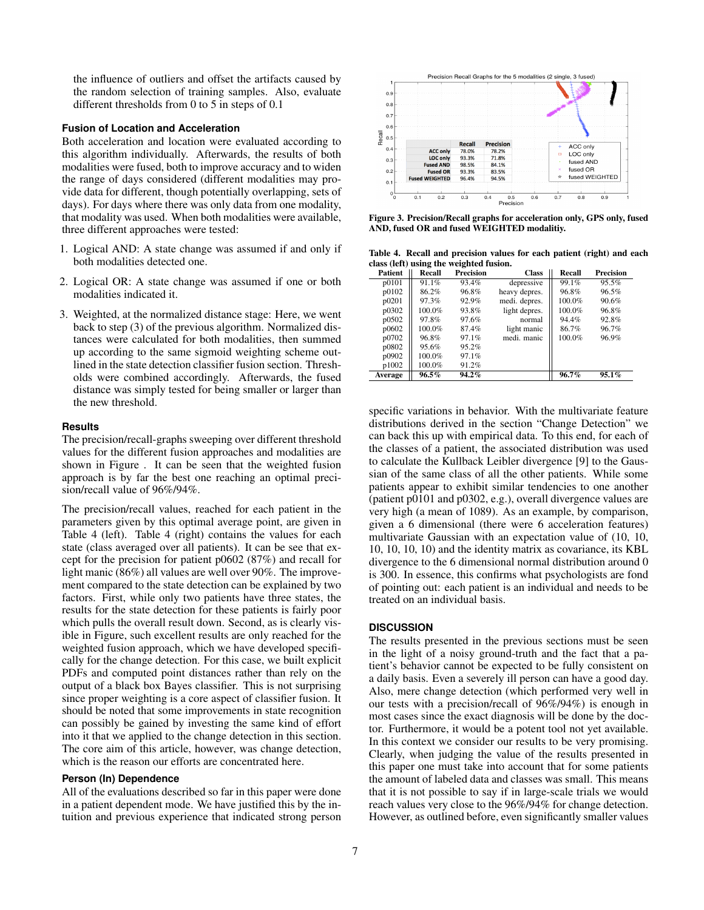the influence of outliers and offset the artifacts caused by the random selection of training samples. Also, evaluate different thresholds from 0 to 5 in steps of 0.1

### Fusion of Location and Acceleration

Both acceleration and location were evaluated according to this algorithm individually. Afterwards, the results of both modalities were fused, both to improve accuracy and to widen the range of days considered (different modalities may provide data for different, though potentially overlapping, sets of days). For days where there was only data from one modality, that modality was used. When both modalities were available, three different approaches were tested:

1. Logical AND: A state change was assumed if and only if both modalities detected one.
2. Logical OR: A state change was assumed if one or both modalities indicated it.
3. Weighted, at the normalized distance stage: Here, we went back to step (3) of the previous algorithm. Normalized distances were calculated for both modalities, then summed up according to the same sigmoid weighting scheme outlined in the state detection classifier fusion section. Thresholds were combined accordingly. Afterwards, the fused distance was simply tested for being smaller or larger than the new threshold.

### Results

The precision/recall-graphs sweeping over different threshold values for the different fusion approaches and modalities are shown in Figure . It can be seen that the weighted fusion approach is by far the best one reaching an optimal precision/recall value of 96%/94%.

The precision/recall values, reached for each patient in the parameters given by this optimal average point, are given in Table 4 (left). Table 4 (right) contains the values for each state (class averaged over all patients). It can be seen that except for the precision for patient p0602 (87%) and recall for light manic (86%) all values are well over 90%. The improvement compared to the state detection can be explained by two factors. First, while only two patients have three states, the results for the state detection for these patients is fairly poor which pulls the overall result down. Second, as is clearly visible in Figure, such excellent results are only reached for the weighted fusion approach, which we have developed specifically for the change detection. For this case, we built explicit PDFs and computed point distances rather than rely on the output of a black box Bayes classifier. This is not surprising since proper weighting is a core aspect of classifier fusion. It should be noted that some improvements in state recognition can possibly be gained by investing the same kind of effort into it that we applied to the change detection in this section. The core aim of this article, however, was change detection, which is the reason our efforts are concentrated here.

### Person (In) Dependence

All of the evaluations described so far in this paper were done in a patient dependent mode. We have justified this by the intuition and previous experience that indicated strong person specific variations in behavior. With the multivariate feature distributions derived in the section "Change Detection" we can back this up with empirical data. To this end, for each of the classes of a patient, the associated distribution was used to calculate the Kullback Leibler divergence [9] to the Gaussian of the same class of all the other patients. While some patients appear to exhibit similar tendencies to one another (patient p0101 and p0302, e.g.), overall divergence values are very high (a mean of 1089). As an example, by comparison, given a 6 dimensional (there were 6 acceleration features) multivariate Gaussian with an expectation value of (10, 10, 10, 10, 10, 10) and the identity matrix as covariance, its KBL divergence to the 6 dimensional normal distribution around 0 is 300. In essence, this confirms what psychologists are fond of pointing out: each patient is an individual and needs to be treated on an individual basis.

|  | Recall | Precision |
|---|---|---|
| ACC only | 78.0% | 78.2% |
| LOC only | 93.3% | 71.8% |
| Fused AND | 98.5% | 84.1% |
| Fused OR | 93.3% | 83.5% |
| Fused WEIGHTED | 96.4% | 94.5% |

**Figure 3. Precision/Recall graphs for acceleration only, GPS only, fused AND, fused OR and fused WEIGHTED modalitiy.**

**Table 4. Recall and precision values for each patient (right) and each class (left) using the weighted fusion.**

| Patient | Recall | Precision | Class | Recall | Precision |
|---|---|---|---|---|---|
| p0101 | 91.1% | 93.4% | depressive | 99.1% | 95.5% |
| p0102 | 86.2% | 96.8% | heavy depres. | 96.8% | 96.5% |
| p0201 | 97.3% | 92.9% | medi. depres. | 100.0% | 90.6% |
| p0302 | 100.0% | 93.8% | light depres. | 100.0% | 96.8% |
| p0502 | 97.8% | 97.6% | normal | 94.4% | 92.8% |
| p0602 | 100.0% | 87.4% | light manic | 86.7% | 96.7% |
| p0702 | 96.8% | 97.1% | medi. manic | 100.0% | 96.9% |
| p0802 | 95.6% | 95.2% |  |  |  |
| p0902 | 100.0% | 97.1% |  |  |  |
| p1002 | 100.0% | 91.2% |  |  |  |
| **Average** | **96.5%** | **94.2%** |  | **96.7%** | **95.1%** |

## DISCUSSION

The results presented in the previous sections must be seen in the light of a noisy ground-truth and the fact that a patient's behavior cannot be expected to be fully consistent on a daily basis. Even a severely ill person can have a good day. Also, mere change detection (which performed very well in our tests with a precision/recall of 96%/94%) is enough in most cases since the exact diagnosis will be done by the doctor. Furthermore, it would be a potent tool not yet available. In this context we consider our results to be very promising. Clearly, when judging the value of the results presented in this paper one must take into account that for some patients the amount of labeled data and classes was small. This means that it is not possible to say if in large-scale trials we would reach values very close to the 96%/94% for change detection. However, as outlined before, even significantly smaller values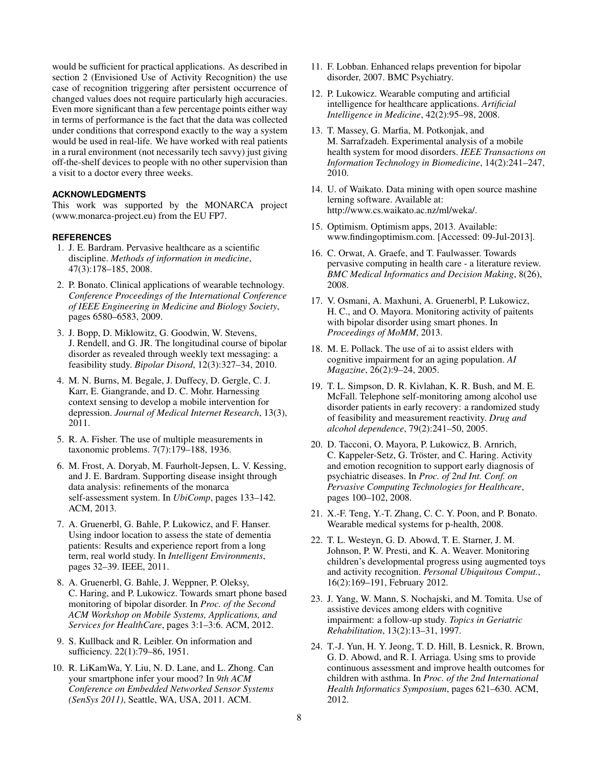would be sufficient for practical applications. As described in section 2 (Envisioned Use of Activity Recognition) the use case of recognition triggering after persistent occurrence of changed values does not require particularly high accuracies. Even more significant than a few percentage points either way in terms of performance is the fact that the data was collected under conditions that correspond exactly to the way a system would be used in real-life. We have worked with real patients in a rural environment (not necessarily tech savvy) just giving off-the-shelf devices to people with no other supervision than a visit to a doctor every three weeks.

## ACKNOWLEDGMENTS

This work was supported by the MONARCA project (www.monarca-project.eu) from the EU FP7.

## REFERENCES

1. J. E. Bardram. Pervasive healthcare as a scientific discipline. *Methods of information in medicine*, 47(3):178–185, 2008.
2. P. Bonato. Clinical applications of wearable technology. *Conference Proceedings of the International Conference of IEEE Engineering in Medicine and Biology Society*, pages 6580–6583, 2009.
3. J. Bopp, D. Miklowitz, G. Goodwin, W. Stevens, J. Rendell, and G. JR. The longitudinal course of bipolar disorder as revealed through weekly text messaging: a feasibility study. *Bipolar Disord*, 12(3):327–34, 2010.
4. M. N. Burns, M. Begale, J. Duffecy, D. Gergle, C. J. Karr, E. Giangrande, and D. C. Mohr. Harnessing context sensing to develop a mobile intervention for depression. *Journal of Medical Internet Research*, 13(3), 2011.
5. R. A. Fisher. The use of multiple measurements in taxonomic problems. 7(7):179–188, 1936.
6. M. Frost, A. Doryab, M. Faurholt-Jepsen, L. V. Kessing, and J. E. Bardram. Supporting disease insight through data analysis: refinements of the monarca self-assessment system. In *UbiComp*, pages 133–142. ACM, 2013.
7. A. Gruenerbl, G. Bahle, P. Lukowicz, and F. Hanser. Using indoor location to assess the state of dementia patients: Results and experience report from a long term, real world study. In *Intelligent Environments*, pages 32–39. IEEE, 2011.
8. A. Gruenerbl, G. Bahle, J. Weppner, P. Oleksy, C. Haring, and P. Lukowicz. Towards smart phone based monitoring of bipolar disorder. In *Proc. of the Second ACM Workshop on Mobile Systems, Applications, and Services for HealthCare*, pages 3:1–3:6. ACM, 2012.
9. S. Kullback and R. Leibler. On information and sufficiency. 22(1):79–86, 1951.
10. R. LiKamWa, Y. Liu, N. D. Lane, and L. Zhong. Can your smartphone infer your mood? In *9th ACM Conference on Embedded Networked Sensor Systems (SenSys 2011)*, Seattle, WA, USA, 2011. ACM.
11. F. Lobban. Enhanced relaps prevention for bipolar disorder, 2007. BMC Psychiatry.
12. P. Lukowicz. Wearable computing and artificial intelligence for healthcare applications. *Artificial Intelligence in Medicine*, 42(2):95–98, 2008.
13. T. Massey, G. Marfia, M. Potkonjak, and M. Sarrafzadeh. Experimental analysis of a mobile health system for mood disorders. *IEEE Transactions on Information Technology in Biomedicine*, 14(2):241–247, 2010.
14. U. of Waikato. Data mining with open source mashine lerning software. Available at: http://www.cs.waikato.ac.nz/ml/weka/.
15. Optimism. Optimism apps, 2013. Available: www.findingoptimism.com. [Accessed: 09-Jul-2013].
16. C. Orwat, A. Graefe, and T. Faulwasser. Towards pervasive computing in health care - a literature review. *BMC Medical Informatics and Decision Making*, 8(26), 2008.
17. V. Osmani, A. Maxhuni, A. Gruenerbl, P. Lukowicz, H. C., and O. Mayora. Monitoring activity of paitents with bipolar disorder using smart phones. In *Proceedings of MoMM*, 2013.
18. M. E. Pollack. The use of ai to assist elders with cognitive impairment for an aging population. *AI Magazine*, 26(2):9–24, 2005.
19. T. L. Simpson, D. R. Kivlahan, K. R. Bush, and M. E. McFall. Telephone self-monitoring among alcohol use disorder patients in early recovery: a randomized study of feasibility and measurement reactivity. *Drug and alcohol dependence*, 79(2):241–50, 2005.
20. D. Tacconi, O. Mayora, P. Lukowicz, B. Arnrich, C. Kappeler-Setz, G. Tröster, and C. Haring. Activity and emotion recognition to support early diagnosis of psychiatric diseases. In *Proc. of 2nd Int. Conf. on Pervasive Computing Technologies for Healthcare*, pages 100–102, 2008.
21. X.-F. Teng, Y.-T. Zhang, C. C. Y. Poon, and P. Bonato. Wearable medical systems for p-health, 2008.
22. T. L. Westeyn, G. D. Abowd, T. E. Starner, J. M. Johnson, P. W. Presti, and K. A. Weaver. Monitoring children's developmental progress using augmented toys and activity recognition. *Personal Ubiquitous Comput.*, 16(2):169–191, February 2012.
23. J. Yang, W. Mann, S. Nochajski, and M. Tomita. Use of assistive devices among elders with cognitive impairment: a follow-up study. *Topics in Geriatric Rehabilitation*, 13(2):13–31, 1997.
24. T.-J. Yun, H. Y. Jeong, T. D. Hill, B. Lesnick, R. Brown, G. D. Abowd, and R. I. Arriaga. Using sms to provide continuous assessment and improve health outcomes for children with asthma. In *Proc. of the 2nd International Health Informatics Symposium*, pages 621–630. ACM, 2012.